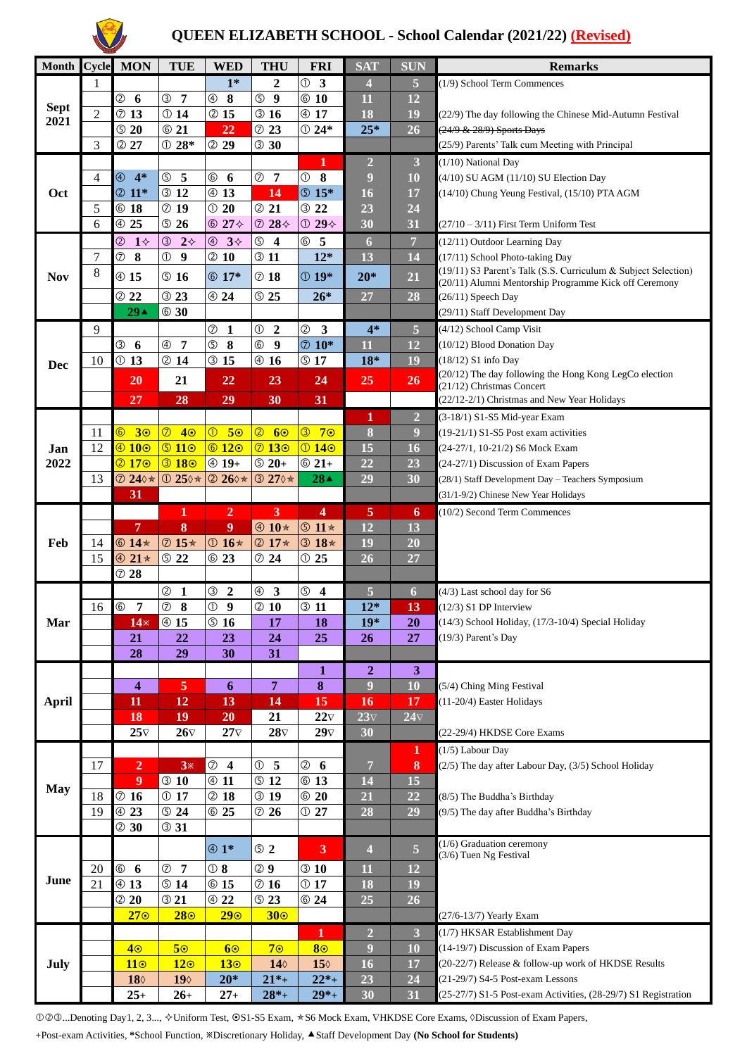# QUEEN ELIZABETH SCHOOL - School Calendar (2021/22) (Revised)

| Month | Cycle | MON | TUE | WED | THU | FRI | SAT | SUN | Remarks |
|---|---|---|---|---|---|---|---|---|---|
| Sept 2021 | 1 | | | 1* | 2 | ① 3 | 4 | 5 | (1/9) School Term Commences |
| | | ② 6 | ③ 7 | ④ 8 | ⑤ 9 | ⑥ 10 | 11 | 12 | |
| | 2 | ⑦ 13 | ① 14 | ② 15 | ③ 16 | ④ 17 | 18 | 19 | (22/9) The day following the Chinese Mid-Autumn Festival |
| | | ⑤ 20 | ⑥ 21 | 22 | ⑦ 23 | ① 24* | 25* | 26 | ~~(24/9 & 28/9) Sports Days~~ |
| | 3 | ② 27 | ① 28* | ② 29 | ③ 30 | | | | (25/9) Parents' Talk cum Meeting with Principal |
| Oct | | | | | | 1 | 2 | 3 | (1/10) National Day |
| | 4 | ④ 4* | ⑤ 5 | ⑥ 6 | ⑦ 7 | ① 8 | 9 | 10 | (4/10) SU AGM (11/10) SU Election Day |
| | | ② 11* | ③ 12 | ④ 13 | 14 | ⑤ 15* | 16 | 17 | (14/10) Chung Yeung Festival, (15/10) PTA AGM |
| | 5 | ⑥ 18 | ⑦ 19 | ① 20 | ② 21 | ③ 22 | 23 | 24 | |
| | 6 | ④ 25 | ⑤ 26 | ⑥ 27✧ | ⑦ 28✧ | ① 29✧ | 30 | 31 | (27/10 – 3/11) First Term Uniform Test |
| Nov | | ② 1✧ | ③ 2✧ | ④ 3✧ | ⑤ 4 | ⑥ 5 | 6 | 7 | (12/11) Outdoor Learning Day |
| | 7 | ⑦ 8 | ① 9 | ② 10 | ③ 11 | 12* | 13 | 14 | (17/11) School Photo-taking Day |
| | 8 | ④ 15 | ⑤ 16 | ⑥ 17* | ⑦ 18 | ① 19* | 20* | 21 | (19/11) S3 Parent's Talk (S.S. Curriculum & Subject Selection) (20/11) Alumni Mentorship Programme Kick off Ceremony |
| | | ② 22 | ③ 23 | ④ 24 | ⑤ 25 | 26* | 27 | 28 | (26/11) Speech Day |
| | | 29▲ | ⑥ 30 | | | | | | (29/11) Staff Development Day |
| Dec | 9 | | | ⑦ 1 | ① 2 | ② 3 | 4* | 5 | (4/12) School Camp Visit |
| | | ③ 6 | ④ 7 | ⑤ 8 | ⑥ 9 | ⑦ 10* | 11 | 12 | (10/12) Blood Donation Day |
| | 10 | ① 13 | ② 14 | ③ 15 | ④ 16 | ⑤ 17 | 18* | 19 | (18/12) S1 info Day |
| | | 20 | 21 | 22 | 23 | 24 | 25 | 26 | (20/12) The day following the Hong Kong LegCo election (21/12) Christmas Concert |
| | | 27 | 28 | 29 | 30 | 31 | | | (22/12-2/1) Christmas and New Year Holidays |
| Jan 2022 | | | | | | | 1 | 2 | (3-18/1) S1-S5 Mid-year Exam |
| | 11 | ⑥ 3⊙ | ⑦ 4⊙ | ① 5⊙ | ② 6⊙ | ③ 7⊙ | 8 | 9 | (19-21/1) S1-S5 Post exam activities |
| | 12 | ④ 10⊙ | ⑤ 11⊙ | ⑥ 12⊙ | ⑦ 13⊙ | ① 14⊙ | 15 | 16 | (24-27/1, 10-21/2) S6 Mock Exam |
| | | ② 17⊙ | ③ 18⊙ | ④ 19+ | ⑤ 20+ | ⑥ 21+ | 22 | 23 | (24-27/1) Discussion of Exam Papers |
| | 13 | ⑦ 24◊⭑ | ① 25◊⭑ | ② 26◊⭑ | ③ 27◊⭑ | 28▲ | 29 | 30 | (28/1) Staff Development Day – Teachers Symposium |
| | | 31 | | | | | | | (31/1-9/2) Chinese New Year Holidays |
| Feb | | | 1 | 2 | 3 | 4 | 5 | 6 | (10/2) Second Term Commences |
| | | 7 | 8 | 9 | ④ 10⭑ | ⑤ 11⭑ | 12 | 13 | |
| | 14 | ⑥ 14⭑ | ⑦ 15⭑ | ① 16⭑ | ② 17⭑ | ③ 18⭑ | 19 | 20 | |
| | 15 | ④ 21⭑ | ⑤ 22 | ⑥ 23 | ⑦ 24 | ① 25 | 26 | 27 | |
| | | ⑦ 28 | | | | | | | |
| Mar | | | ② 1 | ③ 2 | ④ 3 | ⑤ 4 | 5 | 6 | (4/3) Last school day for S6 |
| | 16 | ⑥ 7 | ⑦ 8 | ① 9 | ② 10 | ③ 11 | 12* | 13 | (12/3) S1 DP Interview |
| | | 14⨯ | ④ 15 | ⑤ 16 | 17 | 18 | 19* | 20 | (14/3) School Holiday, (17/3-10/4) Special Holiday |
| | | 21 | 22 | 23 | 24 | 25 | 26 | 27 | (19/3) Parent's Day |
| | | 28 | 29 | 30 | 31 | | | | |
| April | | | | | | 1 | 2 | 3 | |
| | | 4 | 5 | 6 | 7 | 8 | 9 | 10 | (5/4) Ching Ming Festival |
| | | 11 | 12 | 13 | 14 | 15 | 16 | 17 | (11-20/4) Easter Holidays |
| | | 18 | 19 | 20 | 21 | 22▽ | 23▽ | 24▽ | |
| | | 25▽ | 26▽ | 27▽ | 28▽ | 29▽ | 30 | | (22-29/4) HKDSE Core Exams |
| May | | | | | | | | 1 | (1/5) Labour Day |
| | 17 | 2 | 3⨯ | ⑦ 4 | ① 5 | ② 6 | 7 | 8 | (2/5) The day after Labour Day, (3/5) School Holiday |
| | | 9 | ③ 10 | ④ 11 | ⑤ 12 | ⑥ 13 | 14 | 15 | |
| | 18 | ⑦ 16 | ① 17 | ② 18 | ③ 19 | ⑥ 20 | 21 | 22 | (8/5) The Buddha's Birthday |
| | 19 | ④ 23 | ⑤ 24 | ⑥ 25 | ⑦ 26 | ① 27 | 28 | 29 | (9/5) The day after Buddha's Birthday |
| | | ② 30 | ③ 31 | | | | | | |
| June | | | | ④ 1* | ⑤ 2 | 3 | 4 | 5 | (1/6) Graduation ceremony (3/6) Tuen Ng Festival |
| | 20 | ⑥ 6 | ⑦ 7 | ① 8 | ② 9 | ③ 10 | 11 | 12 | |
| | 21 | ④ 13 | ⑤ 14 | ⑥ 15 | ⑦ 16 | ① 17 | 18 | 19 | |
| | | ② 20 | ③ 21 | ④ 22 | ⑤ 23 | ⑥ 24 | 25 | 26 | |
| | | 27⊙ | 28⊙ | 29⊙ | 30⊙ | | | | (27/6-13/7) Yearly Exam |
| July | | | | | | 1 | 2 | 3 | (1/7) HKSAR Establishment Day |
| | | 4⊙ | 5⊙ | 6⊙ | 7⊙ | 8⊙ | 9 | 10 | (14-19/7) Discussion of Exam Papers |
| | | 11⊙ | 12⊙ | 13⊙ | 14◊ | 15◊ | 16 | 17 | (20-22/7) Release & follow-up work of HKDSE Results |
| | | 18◊ | 19◊ | 20* | 21*+ | 22*+ | 23 | 24 | (21-29/7) S4-5 Post-exam Lessons |
| | | 25+ | 26+ | 27+ | 28*+ | 29*+ | 30 | 31 | (25-27/7) S1-5 Post-exam Activities, (28-29/7) S1 Registration |

①②③...Denoting Day1, 2, 3..., ✧Uniform Test, ⊙S1-S5 Exam, ⭑S6 Mock Exam, ▽HKDSE Core Exams, ◊Discussion of Exam Papers,

+Post-exam Activities, *School Function, ⨯Discretionary Holiday, ▲Staff Development Day **(No School for Students)**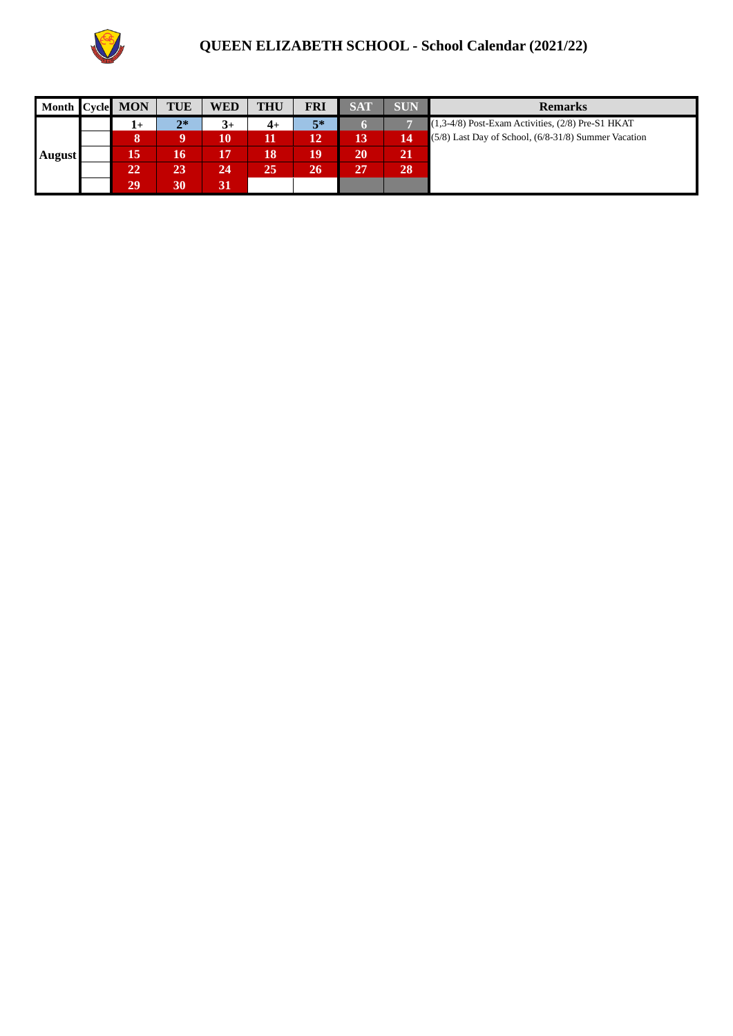## QUEEN ELIZABETH SCHOOL - School Calendar (2021/22)

| Month | Cycle | MON | TUE | WED | THU | FRI | SAT | SUN | Remarks |
|---|---|---|---|---|---|---|---|---|---|
| August | | 1+ | 2* | 3+ | 4+ | 5* | 6 | 7 | (1,3-4/8) Post-Exam Activities, (2/8) Pre-S1 HKAT |
| | | 8 | 9 | 10 | 11 | 12 | 13 | 14 | (5/8) Last Day of School, (6/8-31/8) Summer Vacation |
| | | 15 | 16 | 17 | 18 | 19 | 20 | 21 | |
| | | 22 | 23 | 24 | 25 | 26 | 27 | 28 | |
| | | 29 | 30 | 31 | | | | | |